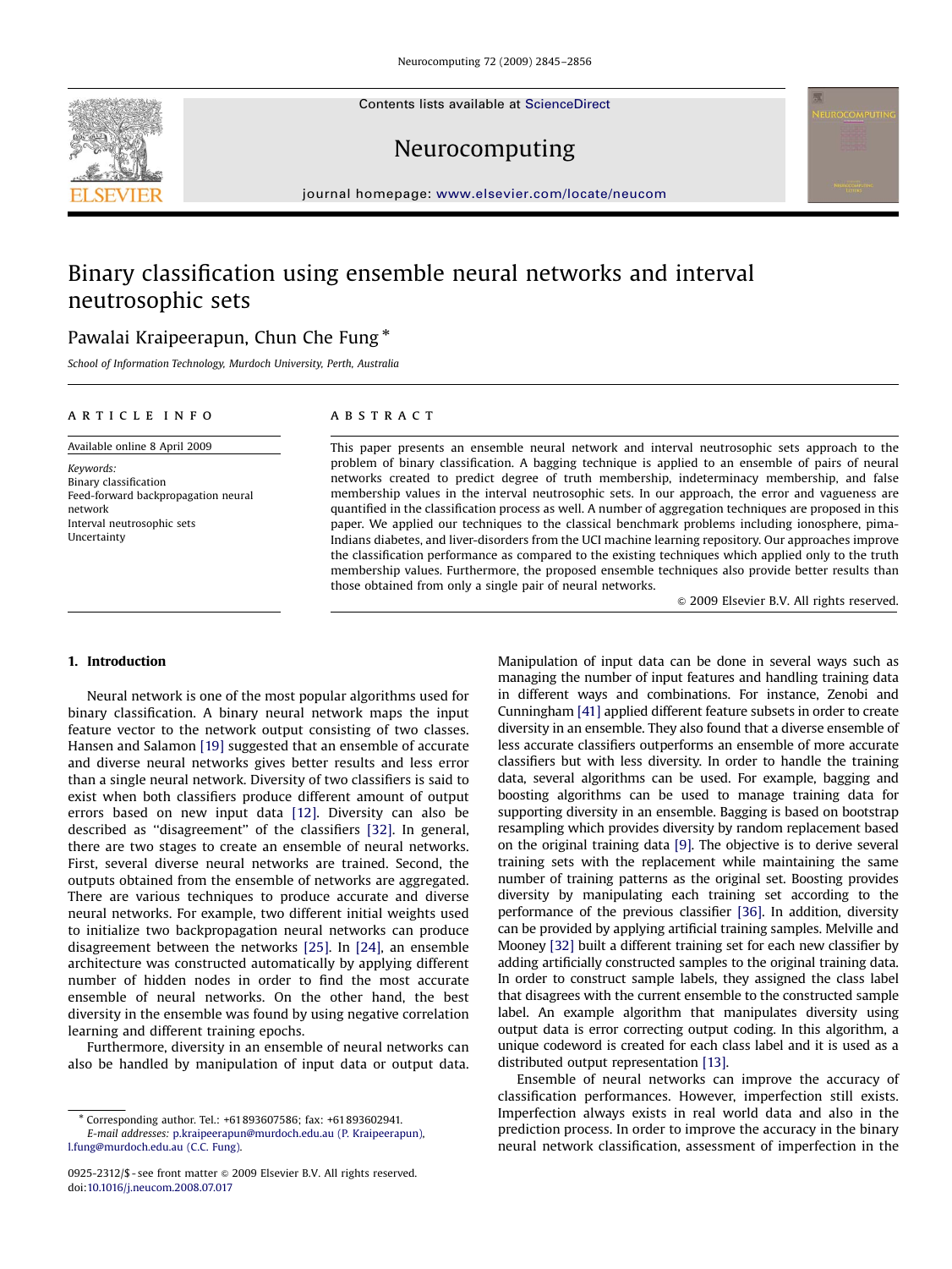# Binary classification using ensemble neural networks and interval neutrosophic sets

Pawalai Kraipeerapun, Chun Che Fung *

*School of Information Technology, Murdoch University, Perth, Australia*

## ARTICLE INFO

Available online 8 April 2009

*Keywords:*
Binary classification
Feed-forward backpropagation neural network
Interval neutrosophic sets
Uncertainty

## ABSTRACT

This paper presents an ensemble neural network and interval neutrosophic sets approach to the problem of binary classification. A bagging technique is applied to an ensemble of pairs of neural networks created to predict degree of truth membership, indeterminacy membership, and false membership values in the interval neutrosophic sets. In our approach, the error and vagueness are quantified in the classification process as well. A number of aggregation techniques are proposed in this paper. We applied our techniques to the classical benchmark problems including ionosphere, pima-Indians diabetes, and liver-disorders from the UCI machine learning repository. Our approaches improve the classification performance as compared to the existing techniques which applied only to the truth membership values. Furthermore, the proposed ensemble techniques also provide better results than those obtained from only a single pair of neural networks.

© 2009 Elsevier B.V. All rights reserved.

## 1. Introduction

Neural network is one of the most popular algorithms used for binary classification. A binary neural network maps the input feature vector to the network output consisting of two classes. Hansen and Salamon [19] suggested that an ensemble of accurate and diverse neural networks gives better results and less error than a single neural network. Diversity of two classifiers is said to exist when both classifiers produce different amount of output errors based on new input data [12]. Diversity can also be described as "disagreement" of the classifiers [32]. In general, there are two stages to create an ensemble of neural networks. First, several diverse neural networks are trained. Second, the outputs obtained from the ensemble of networks are aggregated. There are various techniques to produce accurate and diverse neural networks. For example, two different initial weights used to initialize two backpropagation neural networks can produce disagreement between the networks [25]. In [24], an ensemble architecture was constructed automatically by applying different number of hidden nodes in order to find the most accurate ensemble of neural networks. On the other hand, the best diversity in the ensemble was found by using negative correlation learning and different training epochs.

Furthermore, diversity in an ensemble of neural networks can also be handled by manipulation of input data or output data. Manipulation of input data can be done in several ways such as managing the number of input features and handling training data in different ways and combinations. For instance, Zenobi and Cunningham [41] applied different feature subsets in order to create diversity in an ensemble. They also found that a diverse ensemble of less accurate classifiers outperforms an ensemble of more accurate classifiers but with less diversity. In order to handle the training data, several algorithms can be used. For example, bagging and boosting algorithms can be used to manage training data for supporting diversity in an ensemble. Bagging is based on bootstrap resampling which provides diversity by random replacement based on the original training data [9]. The objective is to derive several training sets with the replacement while maintaining the same number of training patterns as the original set. Boosting provides diversity by manipulating each training set according to the performance of the previous classifier [36]. In addition, diversity can be provided by applying artificial training samples. Melville and Mooney [32] built a different training set for each new classifier by adding artificially constructed samples to the original training data. In order to construct sample labels, they assigned the class label that disagrees with the current ensemble to the constructed sample label. An example algorithm that manipulates diversity using output data is error correcting output coding. In this algorithm, a unique codeword is created for each class label and it is used as a distributed output representation [13].

Ensemble of neural networks can improve the accuracy of classification performances. However, imperfection still exists. Imperfection always exists in real world data and also in the prediction process. In order to improve the accuracy in the binary neural network classification, assessment of imperfection in the

* Corresponding author. Tel.: +61 893607586; fax: +61 893602941.
*E-mail addresses:* p.kraipeerapun@murdoch.edu.au (P. Kraipeerapun), l.fung@murdoch.edu.au (C.C. Fung).

0925-2312/$ - see front matter © 2009 Elsevier B.V. All rights reserved.
doi:10.1016/j.neucom.2008.07.017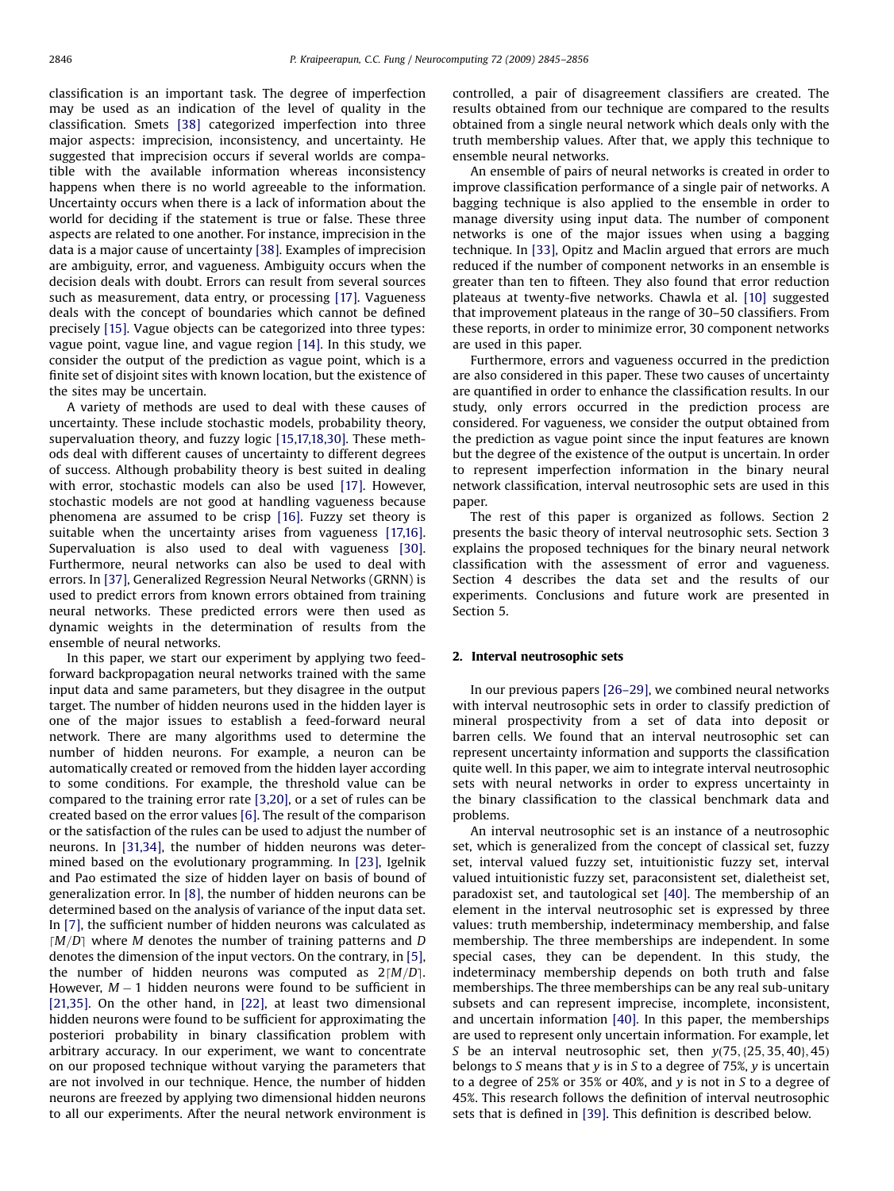classification is an important task. The degree of imperfection may be used as an indication of the level of quality in the classification. Smets [38] categorized imperfection into three major aspects: imprecision, inconsistency, and uncertainty. He suggested that imprecision occurs if several worlds are compatible with the available information whereas inconsistency happens when there is no world agreeable to the information. Uncertainty occurs when there is a lack of information about the world for deciding if the statement is true or false. These three aspects are related to one another. For instance, imprecision in the data is a major cause of uncertainty [38]. Examples of imprecision are ambiguity, error, and vagueness. Ambiguity occurs when the decision deals with doubt. Errors can result from several sources such as measurement, data entry, or processing [17]. Vagueness deals with the concept of boundaries which cannot be defined precisely [15]. Vague objects can be categorized into three types: vague point, vague line, and vague region [14]. In this study, we consider the output of the prediction as vague point, which is a finite set of disjoint sites with known location, but the existence of the sites may be uncertain.

A variety of methods are used to deal with these causes of uncertainty. These include stochastic models, probability theory, supervaluation theory, and fuzzy logic [15,17,18,30]. These methods deal with different causes of uncertainty to different degrees of success. Although probability theory is best suited in dealing with error, stochastic models can also be used [17]. However, stochastic models are not good at handling vagueness because phenomena are assumed to be crisp [16]. Fuzzy set theory is suitable when the uncertainty arises from vagueness [17,16]. Supervaluation is also used to deal with vagueness [30]. Furthermore, neural networks can also be used to deal with errors. In [37], Generalized Regression Neural Networks (GRNN) is used to predict errors from known errors obtained from training neural networks. These predicted errors were then used as dynamic weights in the determination of results from the ensemble of neural networks.

In this paper, we start our experiment by applying two feed-forward backpropagation neural networks trained with the same input data and same parameters, but they disagree in the output target. The number of hidden neurons used in the hidden layer is one of the major issues to establish a feed-forward neural network. There are many algorithms used to determine the number of hidden neurons. For example, a neuron can be automatically created or removed from the hidden layer according to some conditions. For example, the threshold value can be compared to the training error rate [3,20], or a set of rules can be created based on the error values [6]. The result of the comparison or the satisfaction of the rules can be used to adjust the number of neurons. In [31,34], the number of hidden neurons was determined based on the evolutionary programming. In [23], Igelnik and Pao estimated the size of hidden layer on basis of bound of generalization error. In [8], the number of hidden neurons can be determined based on the analysis of variance of the input data set. In [7], the sufficient number of hidden neurons was calculated as $\lceil M/D \rceil$ where $M$ denotes the number of training patterns and $D$ denotes the dimension of the input vectors. On the contrary, in [5], the number of hidden neurons was computed as $2\lceil M/D \rceil$. However, $M-1$ hidden neurons were found to be sufficient in [21,35]. On the other hand, in [22], at least two dimensional hidden neurons were found to be sufficient for approximating the posteriori probability in binary classification problem with arbitrary accuracy. In our experiment, we want to concentrate on our proposed technique without varying the parameters that are not involved in our technique. Hence, the number of hidden neurons are freezed by applying two dimensional hidden neurons to all our experiments. After the neural network environment is controlled, a pair of disagreement classifiers are created. The results obtained from our technique are compared to the results obtained from a single neural network which deals only with the truth membership values. After that, we apply this technique to ensemble neural networks.

An ensemble of pairs of neural networks is created in order to improve classification performance of a single pair of networks. A bagging technique is also applied to the ensemble in order to manage diversity using input data. The number of component networks is one of the major issues when using a bagging technique. In [33], Opitz and Maclin argued that errors are much reduced if the number of component networks in an ensemble is greater than ten to fifteen. They also found that error reduction plateaus at twenty-five networks. Chawla et al. [10] suggested that improvement plateaus in the range of 30–50 classifiers. From these reports, in order to minimize error, 30 component networks are used in this paper.

Furthermore, errors and vagueness occurred in the prediction are also considered in this paper. These two causes of uncertainty are quantified in order to enhance the classification results. In our study, only errors occurred in the prediction process are considered. For vagueness, we consider the output obtained from the prediction as vague point since the input features are known but the degree of the existence of the output is uncertain. In order to represent imperfection information in the binary neural network classification, interval neutrosophic sets are used in this paper.

The rest of this paper is organized as follows. Section 2 presents the basic theory of interval neutrosophic sets. Section 3 explains the proposed techniques for the binary neural network classification with the assessment of error and vagueness. Section 4 describes the data set and the results of our experiments. Conclusions and future work are presented in Section 5.

## 2. Interval neutrosophic sets

In our previous papers [26–29], we combined neural networks with interval neutrosophic sets in order to classify prediction of mineral prospectivity from a set of data into deposit or barren cells. We found that an interval neutrosophic set can represent uncertainty information and supports the classification quite well. In this paper, we aim to integrate interval neutrosophic sets with neural networks in order to express uncertainty in the binary classification to the classical benchmark data and problems.

An interval neutrosophic set is an instance of a neutrosophic set, which is generalized from the concept of classical set, fuzzy set, interval valued fuzzy set, intuitionistic fuzzy set, interval valued intuitionistic fuzzy set, paraconsistent set, dialetheist set, paradoxist set, and tautological set [40]. The membership of an element in the interval neutrosophic set is expressed by three values: truth membership, indeterminacy membership, and false membership. The three memberships are independent. In some special cases, they can be dependent. In this study, the indeterminacy membership depends on both truth and false memberships. The three memberships can be any real sub-unitary subsets and can represent imprecise, incomplete, inconsistent, and uncertain information [40]. In this paper, the memberships are used to represent only uncertain information. For example, let $S$ be an interval neutrosophic set, then $y(75, \{25, 35, 40\}, 45)$ belongs to $S$ means that $y$ is in $S$ to a degree of 75%, $y$ is uncertain to a degree of 25% or 35% or 40%, and $y$ is not in $S$ to a degree of 45%. This research follows the definition of interval neutrosophic sets that is defined in [39]. This definition is described below.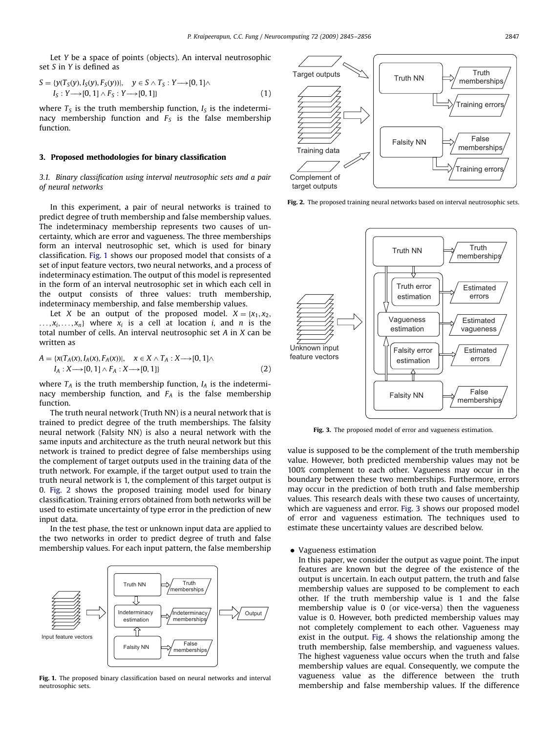Let $Y$ be a space of points (objects). An interval neutrosophic set $S$ in $Y$ is defined as

$$S = \{y(T_S(y), I_S(y), F_S(y))|, \quad y \in S \wedge T_S : Y \longrightarrow [0,1] \wedge I_S : Y \longrightarrow [0,1] \wedge F_S : Y \longrightarrow [0,1]\} \tag{1}$$

where $T_S$ is the truth membership function, $I_S$ is the indeterminacy membership function and $F_S$ is the false membership function.

## 3. Proposed methodologies for binary classification

### 3.1. Binary classification using interval neutrosophic sets and a pair of neural networks

In this experiment, a pair of neural networks is trained to predict degree of truth membership and false membership values. The indeterminacy membership represents two causes of uncertainty, which are error and vagueness. The three memberships form an interval neutrosophic set, which is used for binary classification. Fig. 1 shows our proposed model that consists of a set of input feature vectors, two neural networks, and a process of indeterminacy estimation. The output of this model is represented in the form of an interval neutrosophic set in which each cell in the output consists of three values: truth membership, indeterminacy membership, and false membership values.

Let $X$ be an output of the proposed model. $X = \{x_1, x_2, \ldots, x_i, \ldots, x_n\}$ where $x_i$ is a cell at location $i$, and $n$ is the total number of cells. An interval neutrosophic set $A$ in $X$ can be written as

$$A = \{x(T_A(x), I_A(x), F_A(x))|, \quad x \in X \wedge T_A : X \longrightarrow [0,1] \wedge I_A : X \longrightarrow [0,1] \wedge F_A : X \longrightarrow [0,1]\} \tag{2}$$

where $T_A$ is the truth membership function, $I_A$ is the indeterminacy membership function, and $F_A$ is the false membership function.

The truth neural network (Truth NN) is a neural network that is trained to predict degree of the truth memberships. The falsity neural network (Falsity NN) is also a neural network with the same inputs and architecture as the truth neural network but this network is trained to predict degree of false memberships using the complement of target outputs used in the training data of the truth network. For example, if the target output used to train the truth neural network is 1, the complement of this target output is 0. Fig. 2 shows the proposed training model used for binary classification. Training errors obtained from both networks will be used to estimate uncertainty of type error in the prediction of new input data.

In the test phase, the test or unknown input data are applied to the two networks in order to predict degree of truth and false membership values. For each input pattern, the false membership value is supposed to be the complement of the truth membership value. However, both predicted membership values may not be 100% complement to each other. Vagueness may occur in the boundary between these two memberships. Furthermore, errors may occur in the prediction of both truth and false membership values. This research deals with these two causes of uncertainty, which are vagueness and error. Fig. 3 shows our proposed model of error and vagueness estimation. The techniques used to estimate these uncertainty values are described below.

**Fig. 1.** The proposed binary classification based on neural networks and interval neutrosophic sets.

**Fig. 2.** The proposed training neural networks based on interval neutrosophic sets.

**Fig. 3.** The proposed model of error and vagueness estimation.

- Vagueness estimation

  In this paper, we consider the output as vague point. The input features are known but the degree of the existence of the output is uncertain. In each output pattern, the truth and false membership values are supposed to be complement to each other. If the truth membership value is 1 and the false membership value is 0 (or vice-versa) then the vagueness value is 0. However, both predicted membership values may not completely complement to each other. Vagueness may exist in the output. Fig. 4 shows the relationship among the truth membership, false membership, and vagueness values. The highest vagueness value occurs when the truth and false membership values are equal. Consequently, we compute the vagueness value as the difference between the truth membership and false membership values. If the difference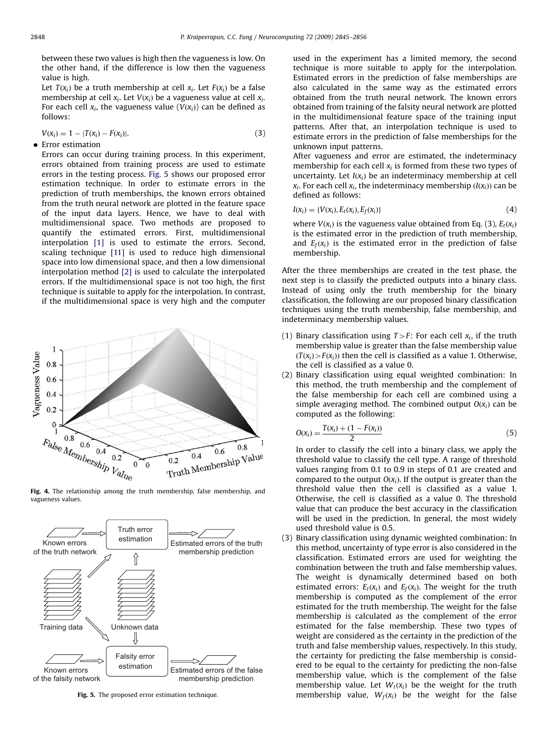between these two values is high then the vagueness is low. On the other hand, if the difference is low then the vagueness value is high.

Let $T(x_i)$ be a truth membership at cell $x_i$. Let $F(x_i)$ be a false membership at cell $x_i$. Let $V(x_i)$ be a vagueness value at cell $x_i$. For each cell $x_i$, the vagueness value ($V(x_i)$) can be defined as follows:

$$V(x_i) = 1 - |T(x_i) - F(x_i)|. \quad (3)$$

- Error estimation

Errors can occur during training process. In this experiment, errors obtained from training process are used to estimate errors in the testing process. Fig. 5 shows our proposed error estimation technique. In order to estimate errors in the prediction of truth memberships, the known errors obtained from the truth neural network are plotted in the feature space of the input data layers. Hence, we have to deal with multidimensional space. Two methods are proposed to quantify the estimated errors. First, multidimensional interpolation [1] is used to estimate the errors. Second, scaling technique [11] is used to reduce high dimensional space into low dimensional space, and then a low dimensional interpolation method [2] is used to calculate the interpolated errors. If the multidimensional space is not too high, the first technique is suitable to apply for the interpolation. In contrast, if the multidimensional space is very high and the computer used in the experiment has a limited memory, the second technique is more suitable to apply for the interpolation. Estimated errors in the prediction of false memberships are also calculated in the same way as the estimated errors obtained from the truth neural network. The known errors obtained from training of the falsity neural network are plotted in the multidimensional feature space of the training input patterns. After that, an interpolation technique is used to estimate errors in the prediction of false memberships for the unknown input patterns.

After vagueness and error are estimated, the indeterminacy membership for each cell $x_i$ is formed from these two types of uncertainty. Let $I(x_i)$ be an indeterminacy membership at cell $x_i$. For each cell $x_i$, the indeterminacy membership ($I(x_i)$) can be defined as follows:

$$I(x_i) = \{V(x_i), E_t(x_i), E_f(x_i)\} \quad (4)$$

where $V(x_i)$ is the vagueness value obtained from Eq. (3), $E_t(x_i)$ is the estimated error in the prediction of truth membership, and $E_f(x_i)$ is the estimated error in the prediction of false membership.

Fig. 4. The relationship among the truth membership, false membership, and vagueness values.

Fig. 5. The proposed error estimation technique.

After the three memberships are created in the test phase, the next step is to classify the predicted outputs into a binary class. Instead of using only the truth membership for the binary classification, the following are our proposed binary classification techniques using the truth membership, false membership, and indeterminacy membership values.

(1) Binary classification using $T>F$: For each cell $x_i$, if the truth membership value is greater than the false membership value ($T(x_i)>F(x_i)$) then the cell is classified as a value 1. Otherwise, the cell is classified as a value 0.

(2) Binary classification using equal weighted combination: In this method, the truth membership and the complement of the false membership for each cell are combined using a simple averaging method. The combined output $O(x_i)$ can be computed as the following:

$$O(x_i) = \frac{T(x_i) + (1 - F(x_i))}{2} \quad (5)$$

In order to classify the cell into a binary class, we apply the threshold value to classify the cell type. A range of threshold values ranging from 0.1 to 0.9 in steps of 0.1 are created and compared to the output $O(x_i)$. If the output is greater than the threshold value then the cell is classified as a value 1. Otherwise, the cell is classified as a value 0. The threshold value that can produce the best accuracy in the classification will be used in the prediction. In general, the most widely used threshold value is 0.5.

(3) Binary classification using dynamic weighted combination: In this method, uncertainty of type error is also considered in the classification. Estimated errors are used for weighting the combination between the truth and false membership values. The weight is dynamically determined based on both estimated errors: $E_t(x_i)$ and $E_f(x_i)$. The weight for the truth membership is computed as the complement of the error estimated for the truth membership. The weight for the false membership is calculated as the complement of the error estimated for the false membership. These two types of weight are considered as the certainty in the prediction of the truth and false membership values, respectively. In this study, the certainty for predicting the false membership is considered to be equal to the certainty for predicting the non-false membership value, which is the complement of the false membership value. Let $W_t(x_i)$ be the weight for the truth membership value, $W_f(x_i)$ be the weight for the false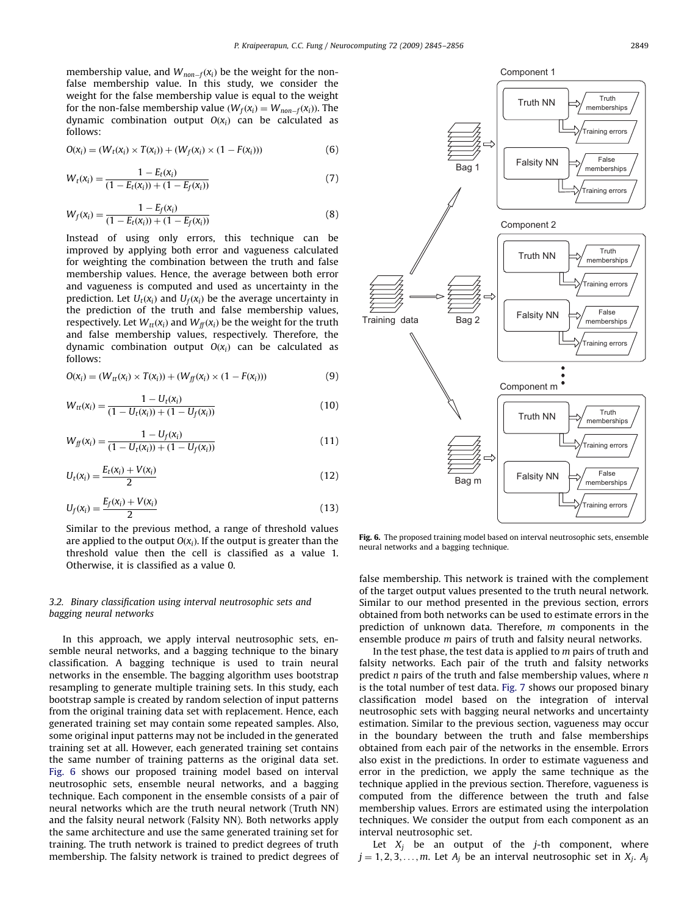membership value, and $W_{non-f}(x_i)$ be the weight for the non-false membership value. In this study, we consider the weight for the false membership value is equal to the weight for the non-false membership value ($W_f(x_i) = W_{non-f}(x_i)$). The dynamic combination output $O(x_i)$ can be calculated as follows:

$$O(x_i) = (W_t(x_i) \times T(x_i)) + (W_f(x_i) \times (1 - F(x_i))) \tag{6}$$

$$W_t(x_i) = \frac{1 - E_t(x_i)}{(1 - E_t(x_i)) + (1 - E_f(x_i))} \tag{7}$$

$$W_f(x_i) = \frac{1 - E_f(x_i)}{(1 - E_t(x_i)) + (1 - E_f(x_i))} \tag{8}$$

Instead of using only errors, this technique can be improved by applying both error and vagueness calculated for weighting the combination between the truth and false membership values. Hence, the average between both error and vagueness is computed and used as uncertainty in the prediction. Let $U_t(x_i)$ and $U_f(x_i)$ be the average uncertainty in the prediction of the truth and false membership values, respectively. Let $W_{tt}(x_i)$ and $W_{ff}(x_i)$ be the weight for the truth and false membership values, respectively. Therefore, the dynamic combination output $O(x_i)$ can be calculated as follows:

$$O(x_i) = (W_{tt}(x_i) \times T(x_i)) + (W_{ff}(x_i) \times (1 - F(x_i))) \tag{9}$$

$$W_{tt}(x_i) = \frac{1 - U_t(x_i)}{(1 - U_t(x_i)) + (1 - U_f(x_i))} \tag{10}$$

$$W_{ff}(x_i) = \frac{1 - U_f(x_i)}{(1 - U_t(x_i)) + (1 - U_f(x_i))} \tag{11}$$

$$U_t(x_i) = \frac{E_t(x_i) + V(x_i)}{2} \tag{12}$$

$$U_f(x_i) = \frac{E_f(x_i) + V(x_i)}{2} \tag{13}$$

Similar to the previous method, a range of threshold values are applied to the output $O(x_i)$. If the output is greater than the threshold value then the cell is classified as a value 1. Otherwise, it is classified as a value 0.

### 3.2. Binary classification using interval neutrosophic sets and bagging neural networks

In this approach, we apply interval neutrosophic sets, ensemble neural networks, and a bagging technique to the binary classification. A bagging technique is used to train neural networks in the ensemble. The bagging algorithm uses bootstrap resampling to generate multiple training sets. In this study, each bootstrap sample is created by random selection of input patterns from the original training data set with replacement. Hence, each generated training set may contain some repeated samples. Also, some original input patterns may not be included in the generated training set at all. However, each generated training set contains the same number of training patterns as the original data set. Fig. 6 shows our proposed training model based on interval neutrosophic sets, ensemble neural networks, and a bagging technique. Each component in the ensemble consists of a pair of neural networks which are the truth neural network (Truth NN) and the falsity neural network (Falsity NN). Both networks apply the same architecture and use the same generated training set for training. The truth network is trained to predict degrees of truth membership. The falsity network is trained to predict degrees of false membership. This network is trained with the complement of the target output values presented to the truth neural network. Similar to our method presented in the previous section, errors obtained from both networks can be used to estimate errors in the prediction of unknown data. Therefore, $m$ components in the ensemble produce $m$ pairs of truth and falsity neural networks.

Component 1: Bag 1 → Truth NN → Truth memberships, Training errors; Falsity NN → False memberships, Training errors
Component 2: Bag 2 → Truth NN → Truth memberships, Training errors; Falsity NN → False memberships, Training errors
Component m: Bag m → Truth NN → Truth memberships, Training errors; Falsity NN → False memberships, Training errors
Training data → Bag 1, Bag 2, …, Bag m

Fig. 6. The proposed training model based on interval neutrosophic sets, ensemble neural networks and a bagging technique.

In the test phase, the test data is applied to $m$ pairs of truth and falsity networks. Each pair of the truth and falsity networks predict $n$ pairs of the truth and false membership values, where $n$ is the total number of test data. Fig. 7 shows our proposed binary classification model based on the integration of interval neutrosophic sets with bagging neural networks and uncertainty estimation. Similar to the previous section, vagueness may occur in the boundary between the truth and false memberships obtained from each pair of the networks in the ensemble. Errors also exist in the predictions. In order to estimate vagueness and error in the prediction, we apply the same technique as the technique applied in the previous section. Therefore, vagueness is computed from the difference between the truth and false membership values. Errors are estimated using the interpolation techniques. We consider the output from each component as an interval neutrosophic set.

Let $X_j$ be an output of the $j$-th component, where $j = 1, 2, 3, \ldots, m$. Let $A_j$ be an interval neutrosophic set in $X_j$. $A_j$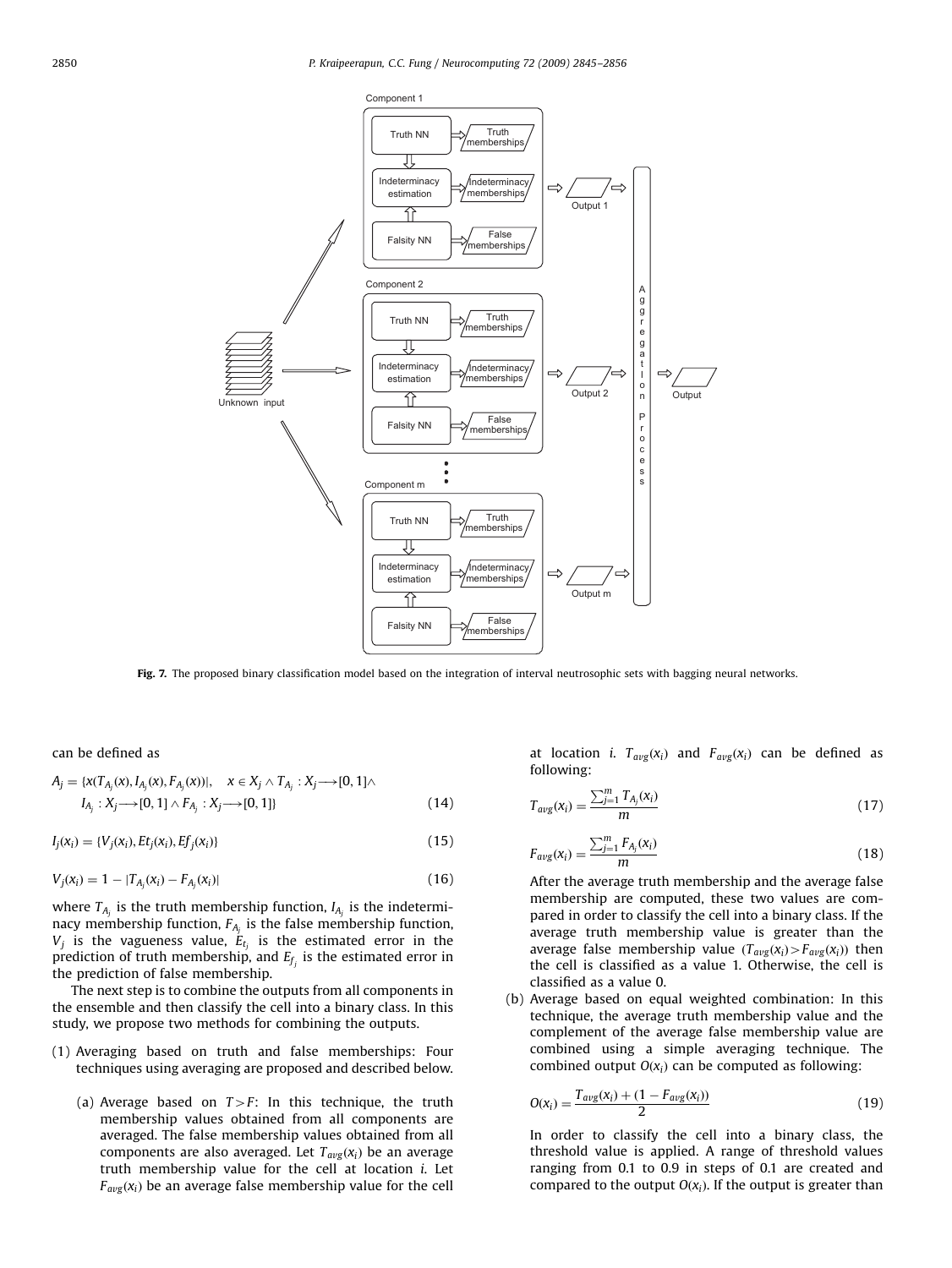Fig. 7. The proposed binary classification model based on the integration of interval neutrosophic sets with bagging neural networks.

can be defined as

$$A_j = \{x(T_{A_j}(x), I_{A_j}(x), F_{A_j}(x))|, \quad x \in X_j \wedge T_{A_j} : X_j \longrightarrow [0,1] \wedge I_{A_j} : X_j \longrightarrow [0,1] \wedge F_{A_j} : X_j \longrightarrow [0,1]\} \tag{14}$$

$$I_j(x_i) = \{V_j(x_i), Et_j(x_i), Ef_j(x_i)\} \tag{15}$$

$$V_j(x_i) = 1 - |T_{A_j}(x_i) - F_{A_j}(x_i)| \tag{16}$$

where $T_{A_j}$ is the truth membership function, $I_{A_j}$ is the indeterminacy membership function, $F_{A_j}$ is the false membership function, $V_j$ is the vagueness value, $E_{t_j}$ is the estimated error in the prediction of truth membership, and $E_{f_j}$ is the estimated error in the prediction of false membership.

The next step is to combine the outputs from all components in the ensemble and then classify the cell into a binary class. In this study, we propose two methods for combining the outputs.

(1) Averaging based on truth and false memberships: Four techniques using averaging are proposed and described below.

(a) Average based on $T > F$: In this technique, the truth membership values obtained from all components are averaged. The false membership values obtained from all components are also averaged. Let $T_{avg}(x_i)$ be an average truth membership value for the cell at location $i$. Let $F_{avg}(x_i)$ be an average false membership value for the cell at location $i$. $T_{avg}(x_i)$ and $F_{avg}(x_i)$ can be defined as following:

$$T_{avg}(x_i) = \frac{\sum_{j=1}^{m} T_{A_j}(x_i)}{m} \tag{17}$$

$$F_{avg}(x_i) = \frac{\sum_{j=1}^{m} F_{A_j}(x_i)}{m} \tag{18}$$

After the average truth membership and the average false membership are computed, these two values are compared in order to classify the cell into a binary class. If the average truth membership value is greater than the average false membership value ($T_{avg}(x_i) > F_{avg}(x_i)$) then the cell is classified as a value 1. Otherwise, the cell is classified as a value 0.

(b) Average based on equal weighted combination: In this technique, the average truth membership value and the complement of the average false membership value are combined using a simple averaging technique. The combined output $O(x_i)$ can be computed as following:

$$O(x_i) = \frac{T_{avg}(x_i) + (1 - F_{avg}(x_i))}{2} \tag{19}$$

In order to classify the cell into a binary class, the threshold value is applied. A range of threshold values ranging from 0.1 to 0.9 in steps of 0.1 are created and compared to the output $O(x_i)$. If the output is greater than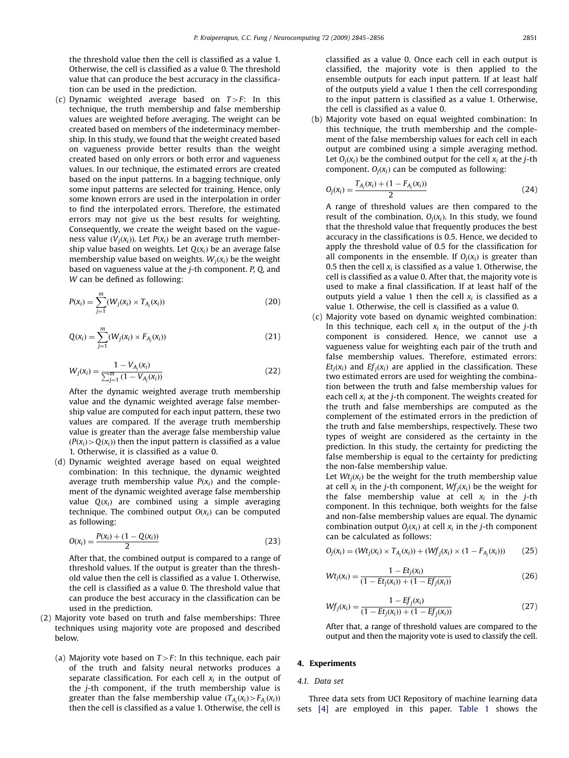the threshold value then the cell is classified as a value 1. Otherwise, the cell is classified as a value 0. The threshold value that can produce the best accuracy in the classification can be used in the prediction.

(c) Dynamic weighted average based on $T>F$: In this technique, the truth membership and false membership values are weighted before averaging. The weight can be created based on members of the indeterminacy membership. In this study, we found that the weight created based on vagueness provide better results than the weight created based on only errors or both error and vagueness values. In our technique, the estimated errors are created based on the input patterns. In a bagging technique, only some input patterns are selected for training. Hence, only some known errors are used in the interpolation in order to find the interpolated errors. Therefore, the estimated errors may not give us the best results for weighting. Consequently, we create the weight based on the vagueness value ($V_j(x_i)$). Let $P(x_i)$ be an average truth membership value based on weights. Let $Q(x_i)$ be an average false membership value based on weights. $W_j(x_i)$ be the weight based on vagueness value at the $j$-th component. $P$, $Q$, and $W$ can be defined as following:

$$P(x_i) = \sum_{j=1}^{m} (W_j(x_i) \times T_{A_j}(x_i)) \tag{20}$$

$$Q(x_i) = \sum_{j=1}^{m} (W_j(x_i) \times F_{A_j}(x_i)) \tag{21}$$

$$W_j(x_i) = \frac{1 - V_{A_j}(x_i)}{\sum_{j=1}^{m} (1 - V_{A_j}(x_i))} \tag{22}$$

After the dynamic weighted average truth membership value and the dynamic weighted average false membership value are computed for each input pattern, these two values are compared. If the average truth membership value is greater than the average false membership value ($P(x_i) > Q(x_i)$) then the input pattern is classified as a value 1. Otherwise, it is classified as a value 0.

(d) Dynamic weighted average based on equal weighted combination: In this technique, the dynamic weighted average truth membership value $P(x_i)$ and the complement of the dynamic weighted average false membership value $Q(x_i)$ are combined using a simple averaging technique. The combined output $O(x_i)$ can be computed as following:

$$O(x_i) = \frac{P(x_i) + (1 - Q(x_i))}{2} \tag{23}$$

After that, the combined output is compared to a range of threshold values. If the output is greater than the threshold value then the cell is classified as a value 1. Otherwise, the cell is classified as a value 0. The threshold value that can produce the best accuracy in the classification can be used in the prediction.

(2) Majority vote based on truth and false memberships: Three techniques using majority vote are proposed and described below.

(a) Majority vote based on $T>F$: In this technique, each pair of the truth and falsity neural networks produces a separate classification. For each cell $x_i$ in the output of the $j$-th component, if the truth membership value is greater than the false membership value ($T_{A_j}(x_i) > F_{A_j}(x_i)$) then the cell is classified as a value 1. Otherwise, the cell is classified as a value 0. Once each cell in each output is classified, the majority vote is then applied to the ensemble outputs for each input pattern. If at least half of the outputs yield a value 1 then the cell corresponding to the input pattern is classified as a value 1. Otherwise, the cell is classified as a value 0.

(b) Majority vote based on equal weighted combination: In this technique, the truth membership and the complement of the false membership values for each cell in each output are combined using a simple averaging method. Let $O_j(x_i)$ be the combined output for the cell $x_i$ at the $j$-th component. $O_j(x_i)$ can be computed as following:

$$O_j(x_i) = \frac{T_{A_j}(x_i) + (1 - F_{A_j}(x_i))}{2} \tag{24}$$

A range of threshold values are then compared to the result of the combination, $O_j(x_i)$. In this study, we found that the threshold value that frequently produces the best accuracy in the classifications is 0.5. Hence, we decided to apply the threshold value of 0.5 for the classification for all components in the ensemble. If $O_j(x_i)$ is greater than 0.5 then the cell $x_i$ is classified as a value 1. Otherwise, the cell is classified as a value 0. After that, the majority vote is used to make a final classification. If at least half of the outputs yield a value 1 then the cell $x_i$ is classified as a value 1. Otherwise, the cell is classified as a value 0.

(c) Majority vote based on dynamic weighted combination: In this technique, each cell $x_i$ in the output of the $j$-th component is considered. Hence, we cannot use a vagueness value for weighting each pair of the truth and false membership values. Therefore, estimated errors: $Et_j(x_i)$ and $Ef_j(x_i)$ are applied in the classification. These two estimated errors are used for weighting the combination between the truth and false membership values for each cell $x_i$ at the $j$-th component. The weights created for the truth and false memberships are computed as the complement of the estimated errors in the prediction of the truth and false memberships, respectively. These two types of weight are considered as the certainty in the prediction. In this study, the certainty for predicting the false membership is equal to the certainty for predicting the non-false membership value.

Let $Wt_j(x_i)$ be the weight for the truth membership value at cell $x_i$ in the $j$-th component, $Wf_j(x_i)$ be the weight for the false membership value at cell $x_i$ in the $j$-th component. In this technique, both weights for the false and non-false membership values are equal. The dynamic combination output $O_j(x_i)$ at cell $x_i$ in the $j$-th component can be calculated as follows:

$$O_j(x_i) = (Wt_j(x_i) \times T_{A_j}(x_i)) + (Wf_j(x_i) \times (1 - F_{A_j}(x_i))) \tag{25}$$

$$Wt_j(x_i) = \frac{1 - Et_j(x_i)}{(1 - Et_j(x_i)) + (1 - Ef_j(x_i))} \tag{26}$$

$$Wf_j(x_i) = \frac{1 - Ef_j(x_i)}{(1 - Et_j(x_i)) + (1 - Ef_j(x_i))} \tag{27}$$

After that, a range of threshold values are compared to the output and then the majority vote is used to classify the cell.

## 4. Experiments

### 4.1. Data set

Three data sets from UCI Repository of machine learning data sets [4] are employed in this paper. Table 1 shows the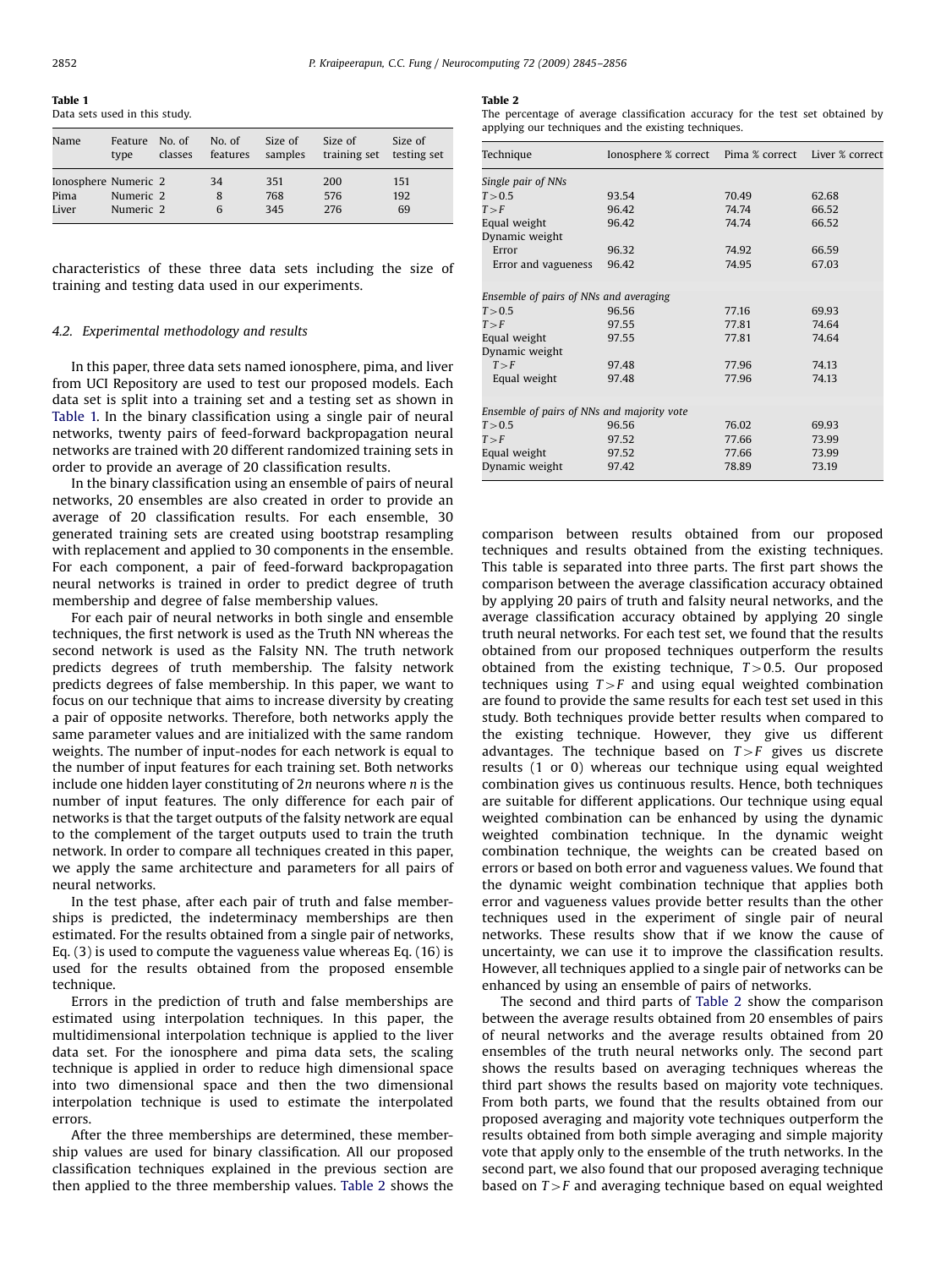**Table 1**
Data sets used in this study.

| Name | Feature type | No. of classes | No. of features | Size of samples | Size of training set | Size of testing set |
|---|---|---|---|---|---|---|
| Ionosphere | Numeric | 2 | 34 | 351 | 200 | 151 |
| Pima | Numeric | 2 | 8 | 768 | 576 | 192 |
| Liver | Numeric | 2 | 6 | 345 | 276 | 69 |

characteristics of these three data sets including the size of training and testing data used in our experiments.

### 4.2. Experimental methodology and results

In this paper, three data sets named ionosphere, pima, and liver from UCI Repository are used to test our proposed models. Each data set is split into a training set and a testing set as shown in Table 1. In the binary classification using a single pair of neural networks, twenty pairs of feed-forward backpropagation neural networks are trained with 20 different randomized training sets in order to provide an average of 20 classification results.

In the binary classification using an ensemble of pairs of neural networks, 20 ensembles are also created in order to provide an average of 20 classification results. For each ensemble, 30 generated training sets are created using bootstrap resampling with replacement and applied to 30 components in the ensemble. For each component, a pair of feed-forward backpropagation neural networks is trained in order to predict degree of truth membership and degree of false membership values.

For each pair of neural networks in both single and ensemble techniques, the first network is used as the Truth NN whereas the second network is used as the Falsity NN. The truth network predicts degrees of truth membership. The falsity network predicts degrees of false membership. In this paper, we want to focus on our technique that aims to increase diversity by creating a pair of opposite networks. Therefore, both networks apply the same parameter values and are initialized with the same random weights. The number of input-nodes for each network is equal to the number of input features for each training set. Both networks include one hidden layer constituting of $2n$ neurons where $n$ is the number of input features. The only difference for each pair of networks is that the target outputs of the falsity network are equal to the complement of the target outputs used to train the truth network. In order to compare all techniques created in this paper, we apply the same architecture and parameters for all pairs of neural networks.

In the test phase, after each pair of truth and false memberships is predicted, the indeterminacy memberships are then estimated. For the results obtained from a single pair of networks, Eq. (3) is used to compute the vagueness value whereas Eq. (16) is used for the results obtained from the proposed ensemble technique.

Errors in the prediction of truth and false memberships are estimated using interpolation techniques. In this paper, the multidimensional interpolation technique is applied to the liver data set. For the ionosphere and pima data sets, the scaling technique is applied in order to reduce high dimensional space into two dimensional space and then the two dimensional interpolation technique is used to estimate the interpolated errors.

After the three memberships are determined, these membership values are used for binary classification. All our proposed classification techniques explained in the previous section are then applied to the three membership values. Table 2 shows the comparison between results obtained from our proposed techniques and results obtained from the existing techniques. This table is separated into three parts. The first part shows the comparison between the average classification accuracy obtained by applying 20 pairs of truth and falsity neural networks, and the average classification accuracy obtained by applying 20 single truth neural networks. For each test set, we found that the results obtained from our proposed techniques outperform the results obtained from the existing technique, $T>0.5$. Our proposed techniques using $T>F$ and using equal weighted combination are found to provide the same results for each test set used in this study. Both techniques provide better results when compared to the existing technique. However, they give us different advantages. The technique based on $T>F$ gives us discrete results (1 or 0) whereas our technique using equal weighted combination gives us continuous results. Hence, both techniques are suitable for different applications. Our technique using equal weighted combination can be enhanced by using the dynamic weighted combination technique. In the dynamic weight combination technique, the weights can be created based on errors or based on both error and vagueness values. We found that the dynamic weight combination technique that applies both error and vagueness values provide better results than the other techniques used in the experiment of single pair of neural networks. These results show that if we know the cause of uncertainty, we can use it to improve the classification results. However, all techniques applied to a single pair of networks can be enhanced by using an ensemble of pairs of networks.

**Table 2**
The percentage of average classification accuracy for the test set obtained by applying our techniques and the existing techniques.

| Technique | Ionosphere % correct | Pima % correct | Liver % correct |
|---|---|---|---|
| *Single pair of NNs* | | | |
| $T>0.5$ | 93.54 | 70.49 | 62.68 |
| $T>F$ | 96.42 | 74.74 | 66.52 |
| Equal weight | 96.42 | 74.74 | 66.52 |
| Dynamic weight | | | |
| Error | 96.32 | 74.92 | 66.59 |
| Error and vagueness | 96.42 | 74.95 | 67.03 |
| *Ensemble of pairs of NNs and averaging* | | | |
| $T>0.5$ | 96.56 | 77.16 | 69.93 |
| $T>F$ | 97.55 | 77.81 | 74.64 |
| Equal weight | 97.55 | 77.81 | 74.64 |
| Dynamic weight | | | |
| $T>F$ | 97.48 | 77.96 | 74.13 |
| Equal weight | 97.48 | 77.96 | 74.13 |
| *Ensemble of pairs of NNs and majority vote* | | | |
| $T>0.5$ | 96.56 | 76.02 | 69.93 |
| $T>F$ | 97.52 | 77.66 | 73.99 |
| Equal weight | 97.52 | 77.66 | 73.99 |
| Dynamic weight | 97.42 | 78.89 | 73.19 |

The second and third parts of Table 2 show the comparison between the average results obtained from 20 ensembles of pairs of neural networks and the average results obtained from 20 ensembles of the truth neural networks only. The second part shows the results based on averaging techniques whereas the third part shows the results based on majority vote techniques. From both parts, we found that the results obtained from our proposed averaging and majority vote techniques outperform the results obtained from both simple averaging and simple majority vote that apply only to the ensemble of the truth networks. In the second part, we also found that our proposed averaging technique based on $T>F$ and averaging technique based on equal weighted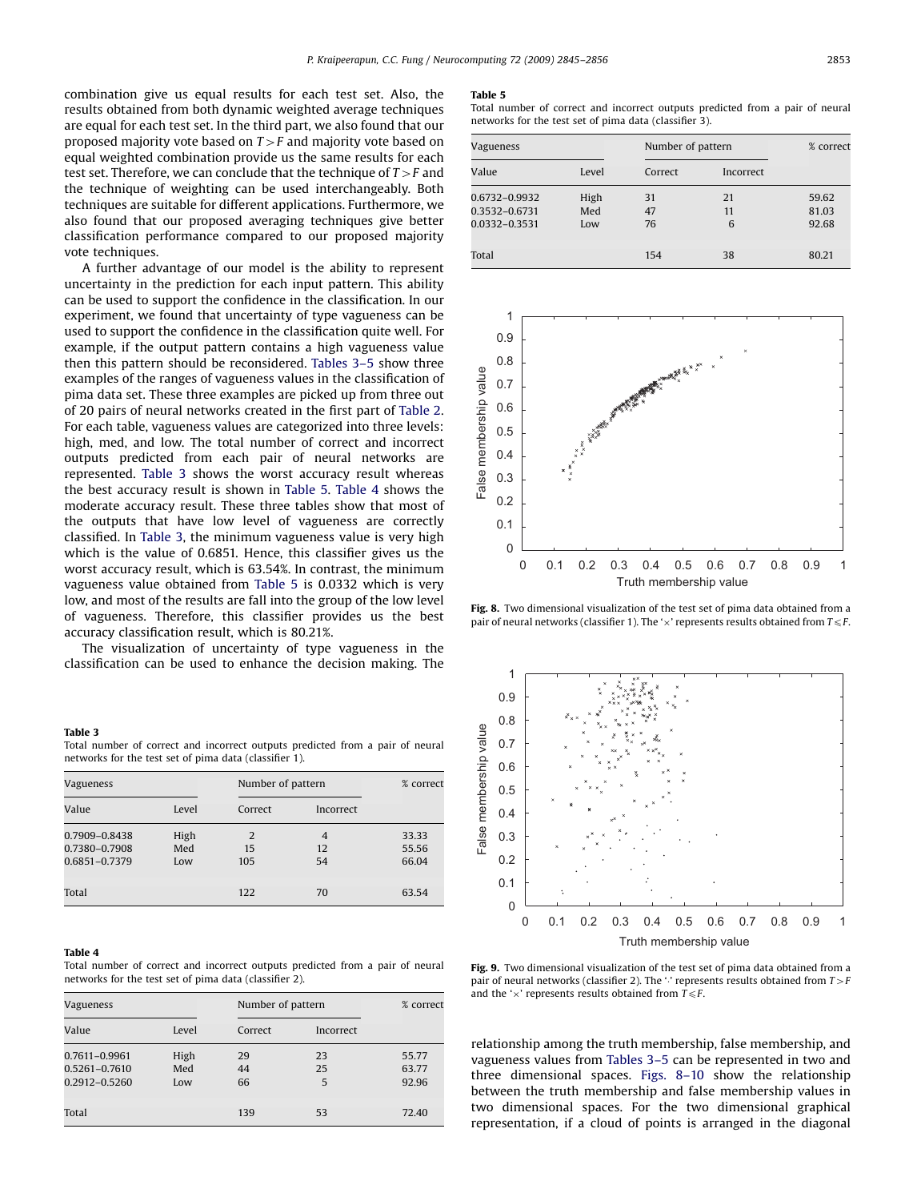combination give us equal results for each test set. Also, the results obtained from both dynamic weighted average techniques are equal for each test set. In the third part, we also found that our proposed majority vote based on $T>F$ and majority vote based on equal weighted combination provide us the same results for each test set. Therefore, we can conclude that the technique of $T>F$ and the technique of weighting can be used interchangeably. Both techniques are suitable for different applications. Furthermore, we also found that our proposed averaging techniques give better classification performance compared to our proposed majority vote techniques.

A further advantage of our model is the ability to represent uncertainty in the prediction for each input pattern. This ability can be used to support the confidence in the classification. In our experiment, we found that uncertainty of type vagueness can be used to support the confidence in the classification quite well. For example, if the output pattern contains a high vagueness value then this pattern should be reconsidered. Tables 3–5 show three examples of the ranges of vagueness values in the classification of pima data set. These three examples are picked up from three out of 20 pairs of neural networks created in the first part of Table 2. For each table, vagueness values are categorized into three levels: high, med, and low. The total number of correct and incorrect outputs predicted from each pair of neural networks are represented. Table 3 shows the worst accuracy result whereas the best accuracy result is shown in Table 5. Table 4 shows the moderate accuracy result. These three tables show that most of the outputs that have low level of vagueness are correctly classified. In Table 3, the minimum vagueness value is very high which is the value of 0.6851. Hence, this classifier gives us the worst accuracy result, which is 63.54%. In contrast, the minimum vagueness value obtained from Table 5 is 0.0332 which is very low, and most of the results are fall into the group of the low level of vagueness. Therefore, this classifier provides us the best accuracy classification result, which is 80.21%.

The visualization of uncertainty of type vagueness in the classification can be used to enhance the decision making. The relationship among the truth membership, false membership, and vagueness values from Tables 3–5 can be represented in two and three dimensional spaces. Figs. 8–10 show the relationship between the truth membership and false membership values in two dimensional spaces. For the two dimensional graphical representation, if a cloud of points is arranged in the diagonal

**Table 3**
Total number of correct and incorrect outputs predicted from a pair of neural networks for the test set of pima data (classifier 1).

| Vagueness | | Number of pattern | | % correct |
|---|---|---|---|---|
| Value | Level | Correct | Incorrect | |
| 0.7909–0.8438 | High | 2 | 4 | 33.33 |
| 0.7380–0.7908 | Med | 15 | 12 | 55.56 |
| 0.6851–0.7379 | Low | 105 | 54 | 66.04 |
| Total | | 122 | 70 | 63.54 |

**Table 4**
Total number of correct and incorrect outputs predicted from a pair of neural networks for the test set of pima data (classifier 2).

| Vagueness | | Number of pattern | | % correct |
|---|---|---|---|---|
| Value | Level | Correct | Incorrect | |
| 0.7611–0.9961 | High | 29 | 23 | 55.77 |
| 0.5261–0.7610 | Med | 44 | 25 | 63.77 |
| 0.2912–0.5260 | Low | 66 | 5 | 92.96 |
| Total | | 139 | 53 | 72.40 |

**Table 5**
Total number of correct and incorrect outputs predicted from a pair of neural networks for the test set of pima data (classifier 3).

| Vagueness | | Number of pattern | | % correct |
|---|---|---|---|---|
| Value | Level | Correct | Incorrect | |
| 0.6732–0.9932 | High | 31 | 21 | 59.62 |
| 0.3532–0.6731 | Med | 47 | 11 | 81.03 |
| 0.0332–0.3531 | Low | 76 | 6 | 92.68 |
| Total | | 154 | 38 | 80.21 |

**Fig. 8.** Two dimensional visualization of the test set of pima data obtained from a pair of neural networks (classifier 1). The '×' represents results obtained from $T\leqslant F$.

**Fig. 9.** Two dimensional visualization of the test set of pima data obtained from a pair of neural networks (classifier 2). The '·' represents results obtained from $T>F$ and the '×' represents results obtained from $T\leqslant F$.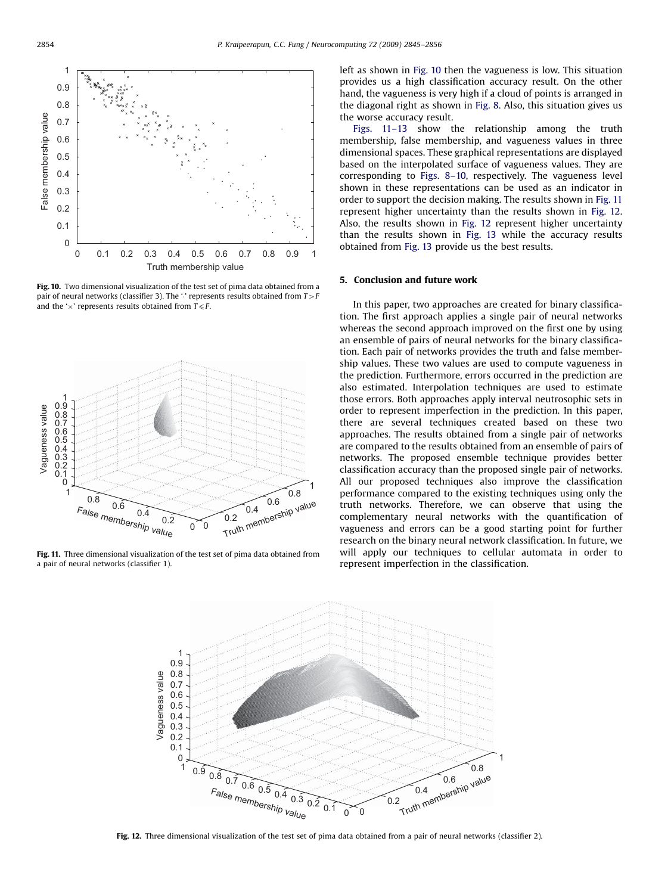Fig. 10. Two dimensional visualization of the test set of pima data obtained from a pair of neural networks (classifier 3). The '·' represents results obtained from $T > F$ and the '×' represents results obtained from $T \leqslant F$.

Fig. 11. Three dimensional visualization of the test set of pima data obtained from a pair of neural networks (classifier 1).

left as shown in Fig. 10 then the vagueness is low. This situation provides us a high classification accuracy result. On the other hand, the vagueness is very high if a cloud of points is arranged in the diagonal right as shown in Fig. 8. Also, this situation gives us the worse accuracy result.

Figs. 11–13 show the relationship among the truth membership, false membership, and vagueness values in three dimensional spaces. These graphical representations are displayed based on the interpolated surface of vagueness values. They are corresponding to Figs. 8–10, respectively. The vagueness level shown in these representations can be used as an indicator in order to support the decision making. The results shown in Fig. 11 represent higher uncertainty than the results shown in Fig. 12. Also, the results shown in Fig. 12 represent higher uncertainty than the results shown in Fig. 13 while the accuracy results obtained from Fig. 13 provide us the best results.

## 5. Conclusion and future work

In this paper, two approaches are created for binary classification. The first approach applies a single pair of neural networks whereas the second approach improved on the first one by using an ensemble of pairs of neural networks for the binary classification. Each pair of networks provides the truth and false membership values. These two values are used to compute vagueness in the prediction. Furthermore, errors occurred in the prediction are also estimated. Interpolation techniques are used to estimate those errors. Both approaches apply interval neutrosophic sets in order to represent imperfection in the prediction. In this paper, there are several techniques created based on these two approaches. The results obtained from a single pair of networks are compared to the results obtained from an ensemble of pairs of networks. The proposed ensemble technique provides better classification accuracy than the proposed single pair of networks. All our proposed techniques also improve the classification performance compared to the existing techniques using only the truth networks. Therefore, we can observe that using the complementary neural networks with the quantification of vagueness and errors can be a good starting point for further research on the binary neural network classification. In future, we will apply our techniques to cellular automata in order to represent imperfection in the classification.

Fig. 12. Three dimensional visualization of the test set of pima data obtained from a pair of neural networks (classifier 2).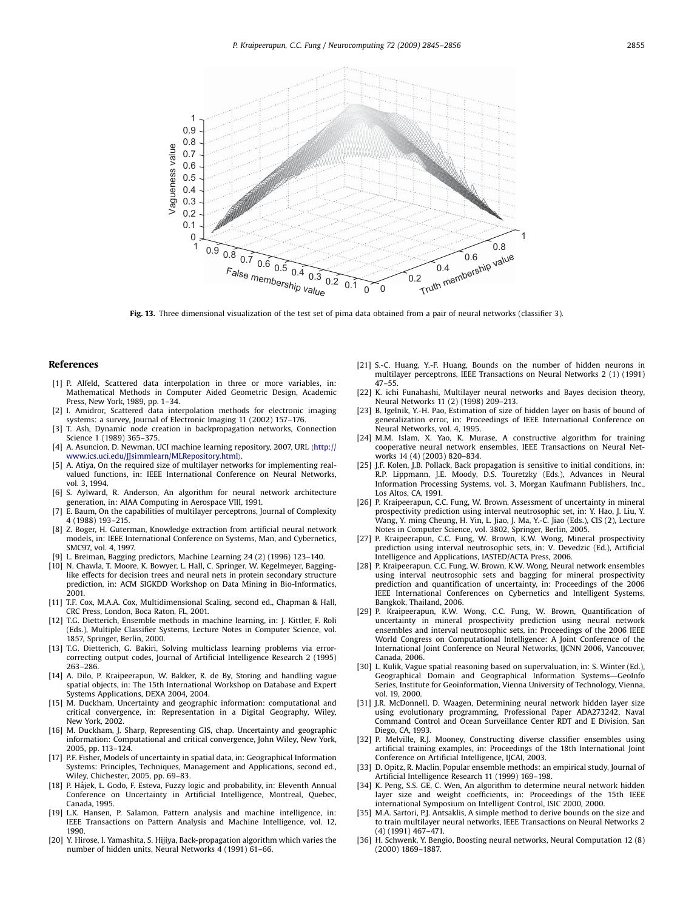Fig. 13. Three dimensional visualization of the test set of pima data obtained from a pair of neural networks (classifier 3).

## References

[1] P. Alfeld, Scattered data interpolation in three or more variables, in: Mathematical Methods in Computer Aided Geometric Design, Academic Press, New York, 1989, pp. 1–34.

[2] I. Amidror, Scattered data interpolation methods for electronic imaging systems: a survey, Journal of Electronic Imaging 11 (2002) 157–176.

[3] T. Ash, Dynamic node creation in backpropagation networks, Connection Science 1 (1989) 365–375.

[4] A. Asuncion, D. Newman, UCI machine learning repository, 2007, URL ⟨http://www.ics.uci.edu/JJsimmlearn/MLRepository.html⟩.

[5] A. Atiya, On the required size of multilayer networks for implementing real-valued functions, in: IEEE International Conference on Neural Networks, vol. 3, 1994.

[6] S. Aylward, R. Anderson, An algorithm for neural network architecture generation, in: AIAA Computing in Aerospace VIII, 1991.

[7] E. Baum, On the capabilities of multilayer perceptrons, Journal of Complexity 4 (1988) 193–215.

[8] Z. Boger, H. Guterman, Knowledge extraction from artificial neural network models, in: IEEE International Conference on Systems, Man, and Cybernetics, SMC97, vol. 4, 1997.

[9] L. Breiman, Bagging predictors, Machine Learning 24 (2) (1996) 123–140.

[10] N. Chawla, T. Moore, K. Bowyer, L. Hall, C. Springer, W. Kegelmeyer, Bagging-like effects for decision trees and neural nets in protein secondary structure prediction, in: ACM SIGKDD Workshop on Data Mining in Bio-Informatics, 2001.

[11] T.F. Cox, M.A.A. Cox, Multidimensional Scaling, second ed., Chapman & Hall, CRC Press, London, Boca Raton, FL, 2001.

[12] T.G. Dietterich, Ensemble methods in machine learning, in: J. Kittler, F. Roli (Eds.), Multiple Classifier Systems, Lecture Notes in Computer Science, vol. 1857, Springer, Berlin, 2000.

[13] T.G. Dietterich, G. Bakiri, Solving multiclass learning problems via error-correcting output codes, Journal of Artificial Intelligence Research 2 (1995) 263–286.

[14] A. Dilo, P. Kraipeerapun, W. Bakker, R. de By, Storing and handling vague spatial objects, in: The 15th International Workshop on Database and Expert Systems Applications, DEXA 2004, 2004.

[15] M. Duckham, Uncertainty and geographic information: computational and critical convergence, in: Representation in a Digital Geography, Wiley, New York, 2002.

[16] M. Duckham, J. Sharp, Representing GIS, chap. Uncertainty and geographic information: Computational and critical convergence, John Wiley, New York, 2005, pp. 113–124.

[17] P.F. Fisher, Models of uncertainty in spatial data, in: Geographical Information Systems: Principles, Techniques, Management and Applications, second ed., Wiley, Chichester, 2005, pp. 69–83.

[18] P. Hájek, L. Godo, F. Esteva, Fuzzy logic and probability, in: Eleventh Annual Conference on Uncertainty in Artificial Intelligence, Montreal, Quebec, Canada, 1995.

[19] L.K. Hansen, P. Salamon, Pattern analysis and machine intelligence, in: IEEE Transactions on Pattern Analysis and Machine Intelligence, vol. 12, 1990.

[20] Y. Hirose, I. Yamashita, S. Hijiya, Back-propagation algorithm which varies the number of hidden units, Neural Networks 4 (1991) 61–66.

[21] S.-C. Huang, Y.-F. Huang, Bounds on the number of hidden neurons in multilayer perceptrons, IEEE Transactions on Neural Networks 2 (1) (1991) 47–55.

[22] K. ichi Funahashi, Multilayer neural networks and Bayes decision theory, Neural Networks 11 (2) (1998) 209–213.

[23] B. Igelnik, Y.-H. Pao, Estimation of size of hidden layer on basis of bound of generalization error, in: Proceedings of IEEE International Conference on Neural Networks, vol. 4, 1995.

[24] M.M. Islam, X. Yao, K. Murase, A constructive algorithm for training cooperative neural network ensembles, IEEE Transactions on Neural Networks 14 (4) (2003) 820–834.

[25] J.F. Kolen, J.B. Pollack, Back propagation is sensitive to initial conditions, in: R.P. Lippmann, J.E. Moody, D.S. Touretzky (Eds.), Advances in Neural Information Processing Systems, vol. 3, Morgan Kaufmann Publishers, Inc., Los Altos, CA, 1991.

[26] P. Kraipeerapun, C.C. Fung, W. Brown, Assessment of uncertainty in mineral prospectivity prediction using interval neutrosophic set, in: Y. Hao, J. Liu, Y. Wang, Y. ming Cheung, H. Yin, L. Jiao, J. Ma, Y.-C. Jiao (Eds.), CIS (2), Lecture Notes in Computer Science, vol. 3802, Springer, Berlin, 2005.

[27] P. Kraipeerapun, C.C. Fung, W. Brown, K.W. Wong, Mineral prospectivity prediction using interval neutrosophic sets, in: V. Devedzic (Ed.), Artificial Intelligence and Applications, IASTED/ACTA Press, 2006.

[28] P. Kraipeerapun, C.C. Fung, W. Brown, K.W. Wong, Neural network ensembles using interval neutrosophic sets and bagging for mineral prospectivity prediction and quantification of uncertainty, in: Proceedings of the 2006 IEEE International Conferences on Cybernetics and Intelligent Systems, Bangkok, Thailand, 2006.

[29] P. Kraipeerapun, K.W. Wong, C.C. Fung, W. Brown, Quantification of uncertainty in mineral prospectivity prediction using neural network ensembles and interval neutrosophic sets, in: Proceedings of the 2006 IEEE World Congress on Computational Intelligence: A Joint Conference of the International Joint Conference on Neural Networks, IJCNN 2006, Vancouver, Canada, 2006.

[30] L. Kulik, Vague spatial reasoning based on supervaluation, in: S. Winter (Ed.), Geographical Domain and Geographical Information Systems—GeoInfo Series, Institute for Geoinformation, Vienna University of Technology, Vienna, vol. 19, 2000.

[31] J.R. McDonnell, D. Waagen, Determining neural network hidden layer size using evolutionary programming, Professional Paper ADA273242, Naval Command Control and Ocean Surveillance Center RDT and E Division, San Diego, CA, 1993.

[32] P. Melville, R.J. Mooney, Constructing diverse classifier ensembles using artificial training examples, in: Proceedings of the 18th International Joint Conference on Artificial Intelligence, IJCAI, 2003.

[33] D. Opitz, R. Maclin, Popular ensemble methods: an empirical study, Journal of Artificial Intelligence Research 11 (1999) 169–198.

[34] K. Peng, S.S. GE, C. Wen, An algorithm to determine neural network hidden layer size and weight coefficients, in: Proceedings of the 15th IEEE international Symposium on Intelligent Control, ISIC 2000, 2000.

[35] M.A. Sartori, P.J. Antsaklis, A simple method to derive bounds on the size and to train multilayer neural networks, IEEE Transactions on Neural Networks 2 (4) (1991) 467–471.

[36] H. Schwenk, Y. Bengio, Boosting neural networks, Neural Computation 12 (8) (2000) 1869–1887.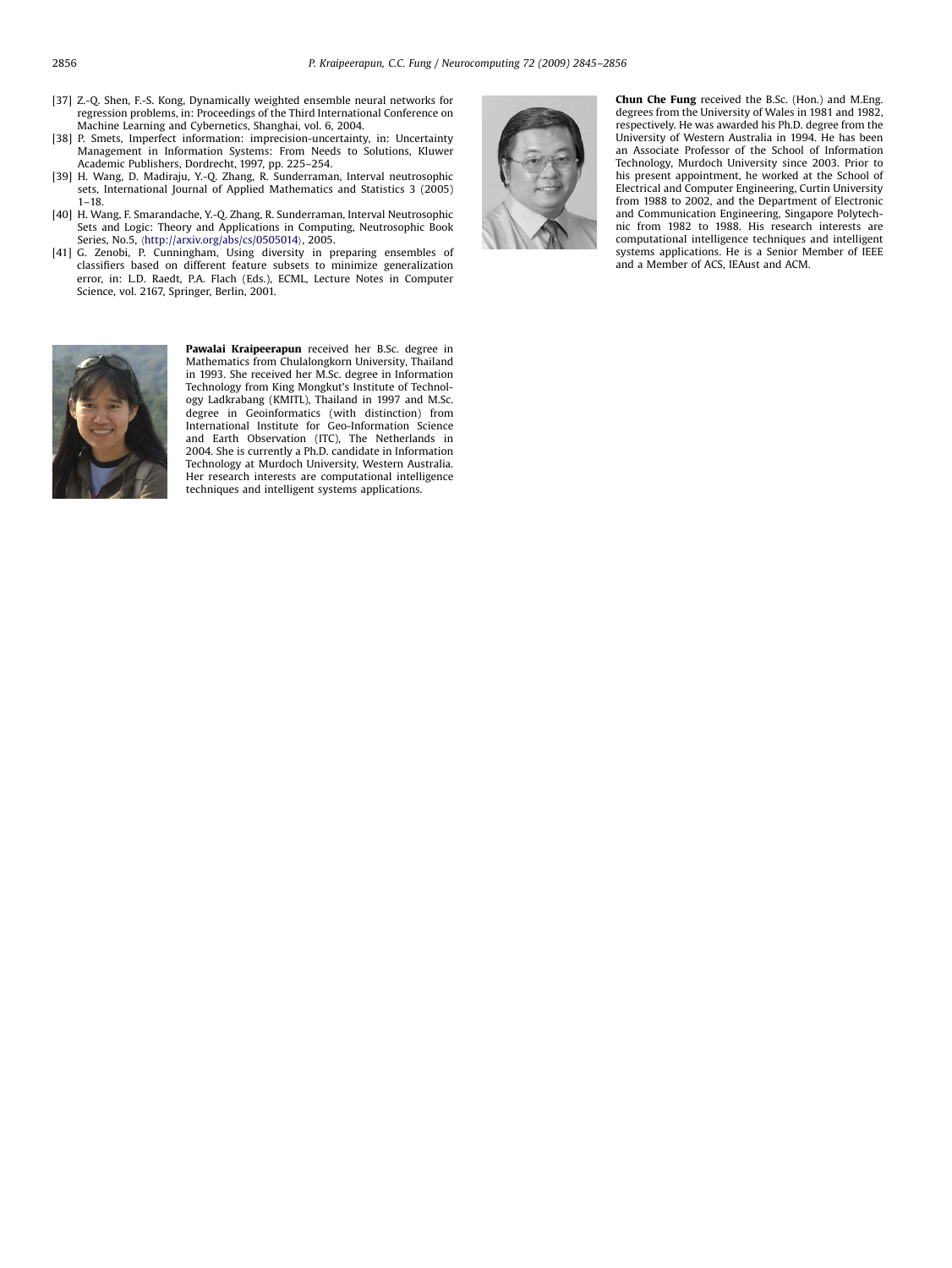[37] Z.-Q. Shen, F.-S. Kong, Dynamically weighted ensemble neural networks for regression problems, in: Proceedings of the Third International Conference on Machine Learning and Cybernetics, Shanghai, vol. 6, 2004.

[38] P. Smets, Imperfect information: imprecision-uncertainty, in: Uncertainty Management in Information Systems: From Needs to Solutions, Kluwer Academic Publishers, Dordrecht, 1997, pp. 225–254.

[39] H. Wang, D. Madiraju, Y.-Q. Zhang, R. Sunderraman, Interval neutrosophic sets, International Journal of Applied Mathematics and Statistics 3 (2005) 1–18.

[40] H. Wang, F. Smarandache, Y.-Q. Zhang, R. Sunderraman, Interval Neutrosophic Sets and Logic: Theory and Applications in Computing, Neutrosophic Book Series, No.5, ⟨http://arxiv.org/abs/cs/0505014⟩, 2005.

[41] G. Zenobi, P. Cunningham, Using diversity in preparing ensembles of classifiers based on different feature subsets to minimize generalization error, in: L.D. Raedt, P.A. Flach (Eds.), ECML, Lecture Notes in Computer Science, vol. 2167, Springer, Berlin, 2001.

**Pawalai Kraipeerapun** received her B.Sc. degree in Mathematics from Chulalongkorn University, Thailand in 1993. She received her M.Sc. degree in Information Technology from King Mongkut's Institute of Technology Ladkrabang (KMITL), Thailand in 1997 and M.Sc. degree in Geoinformatics (with distinction) from International Institute for Geo-Information Science and Earth Observation (ITC), The Netherlands in 2004. She is currently a Ph.D. candidate in Information Technology at Murdoch University, Western Australia. Her research interests are computational intelligence techniques and intelligent systems applications.

**Chun Che Fung** received the B.Sc. (Hon.) and M.Eng. degrees from the University of Wales in 1981 and 1982, respectively. He was awarded his Ph.D. degree from the University of Western Australia in 1994. He has been an Associate Professor of the School of Information Technology, Murdoch University since 2003. Prior to his present appointment, he worked at the School of Electrical and Computer Engineering, Curtin University from 1988 to 2002, and the Department of Electronic and Communication Engineering, Singapore Polytechnic from 1982 to 1988. His research interests are computational intelligence techniques and intelligent systems applications. He is a Senior Member of IEEE and a Member of ACS, IEAust and ACM.